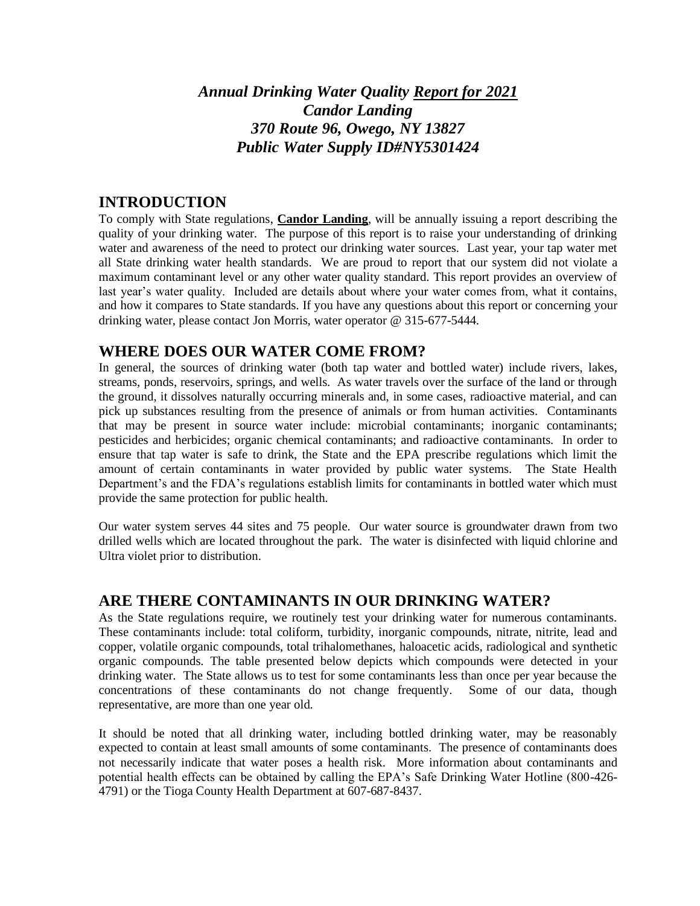***Annual Drinking Water Quality <u>Report for 2021</u>***
***Candor Landing***
***370 Route 96, Owego, NY 13827***
***Public Water Supply ID#NY5301424***

## INTRODUCTION

To comply with State regulations, **<u>Candor Landing</u>**, will be annually issuing a report describing the quality of your drinking water. The purpose of this report is to raise your understanding of drinking water and awareness of the need to protect our drinking water sources. Last year, your tap water met all State drinking water health standards. We are proud to report that our system did not violate a maximum contaminant level or any other water quality standard. This report provides an overview of last year's water quality. Included are details about where your water comes from, what it contains, and how it compares to State standards. If you have any questions about this report or concerning your drinking water, please contact Jon Morris, water operator @ 315-677-5444.

## WHERE DOES OUR WATER COME FROM?

In general, the sources of drinking water (both tap water and bottled water) include rivers, lakes, streams, ponds, reservoirs, springs, and wells. As water travels over the surface of the land or through the ground, it dissolves naturally occurring minerals and, in some cases, radioactive material, and can pick up substances resulting from the presence of animals or from human activities. Contaminants that may be present in source water include: microbial contaminants; inorganic contaminants; pesticides and herbicides; organic chemical contaminants; and radioactive contaminants. In order to ensure that tap water is safe to drink, the State and the EPA prescribe regulations which limit the amount of certain contaminants in water provided by public water systems. The State Health Department's and the FDA's regulations establish limits for contaminants in bottled water which must provide the same protection for public health.

Our water system serves 44 sites and 75 people. Our water source is groundwater drawn from two drilled wells which are located throughout the park. The water is disinfected with liquid chlorine and Ultra violet prior to distribution.

## ARE THERE CONTAMINANTS IN OUR DRINKING WATER?

As the State regulations require, we routinely test your drinking water for numerous contaminants. These contaminants include: total coliform, turbidity, inorganic compounds, nitrate, nitrite, lead and copper, volatile organic compounds, total trihalomethanes, haloacetic acids, radiological and synthetic organic compounds. The table presented below depicts which compounds were detected in your drinking water. The State allows us to test for some contaminants less than once per year because the concentrations of these contaminants do not change frequently. Some of our data, though representative, are more than one year old.

It should be noted that all drinking water, including bottled drinking water, may be reasonably expected to contain at least small amounts of some contaminants. The presence of contaminants does not necessarily indicate that water poses a health risk. More information about contaminants and potential health effects can be obtained by calling the EPA's Safe Drinking Water Hotline (800-426-4791) or the Tioga County Health Department at 607-687-8437.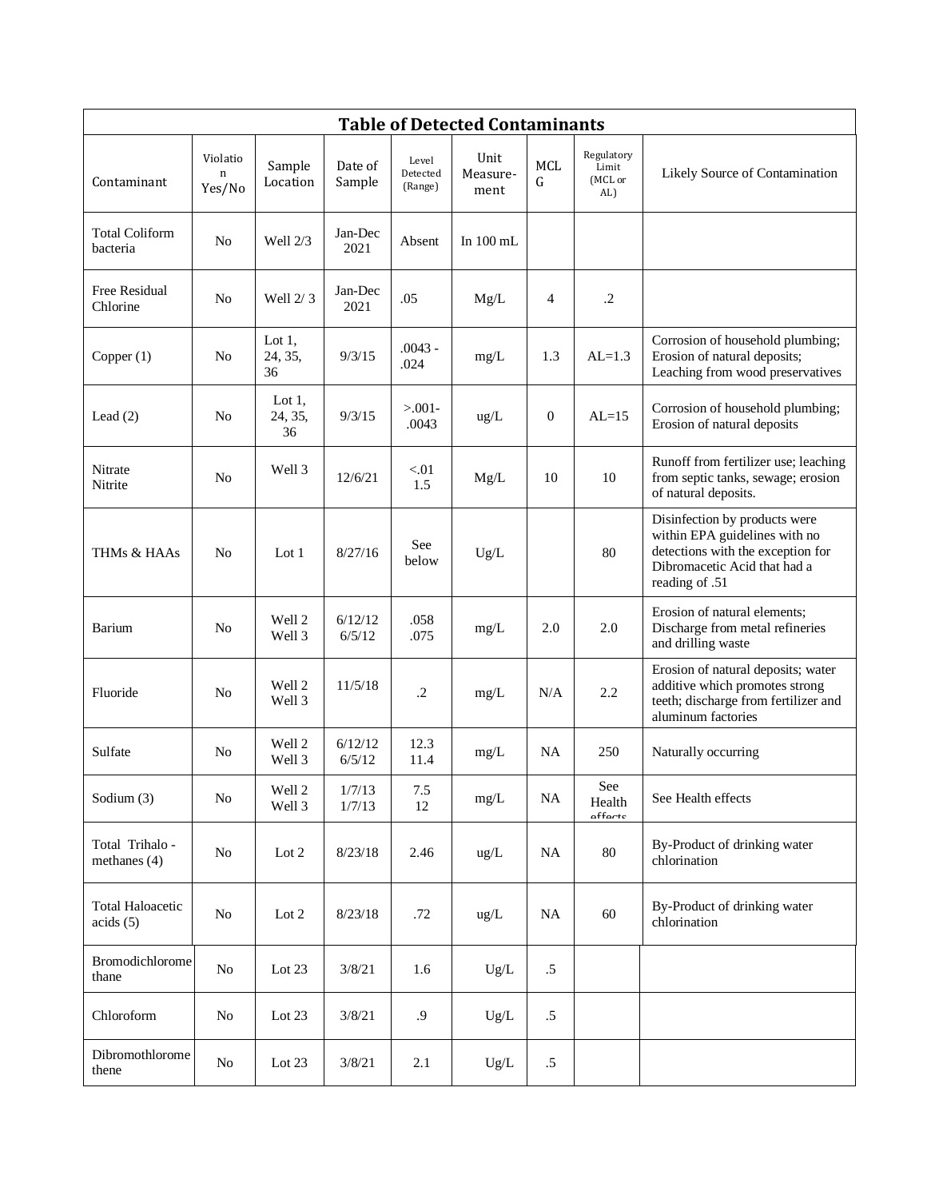| **Table of Detected Contaminants** | | | | | | | | |
|---|---|---|---|---|---|---|---|---|
| Contaminant | Violation Yes/No | Sample Location | Date of Sample | Level Detected (Range) | Unit Measure-ment | MCLG | Regulatory Limit (MCL or AL) | Likely Source of Contamination |
| Total Coliform bacteria | No | Well 2/3 | Jan-Dec 2021 | Absent | In 100 mL | | | |
| Free Residual Chlorine | No | Well 2/ 3 | Jan-Dec 2021 | .05 | Mg/L | 4 | .2 | |
| Copper (1) | No | Lot 1, 24, 35, 36 | 9/3/15 | .0043 - .024 | mg/L | 1.3 | AL=1.3 | Corrosion of household plumbing; Erosion of natural deposits; Leaching from wood preservatives |
| Lead (2) | No | Lot 1, 24, 35, 36 | 9/3/15 | >.001-.0043 | ug/L | 0 | AL=15 | Corrosion of household plumbing; Erosion of natural deposits |
| Nitrate Nitrite | No | Well 3 | 12/6/21 | <.01 1.5 | Mg/L | 10 | 10 | Runoff from fertilizer use; leaching from septic tanks, sewage; erosion of natural deposits. |
| THMs & HAAs | No | Lot 1 | 8/27/16 | See below | Ug/L | | 80 | Disinfection by products were within EPA guidelines with no detections with the exception for Dibromacetic Acid that had a reading of .51 |
| Barium | No | Well 2 Well 3 | 6/12/12 6/5/12 | .058 .075 | mg/L | 2.0 | 2.0 | Erosion of natural elements; Discharge from metal refineries and drilling waste |
| Fluoride | No | Well 2 Well 3 | 11/5/18 | .2 | mg/L | N/A | 2.2 | Erosion of natural deposits; water additive which promotes strong teeth; discharge from fertilizer and aluminum factories |
| Sulfate | No | Well 2 Well 3 | 6/12/12 6/5/12 | 12.3 11.4 | mg/L | NA | 250 | Naturally occurring |
| Sodium (3) | No | Well 2 Well 3 | 1/7/13 1/7/13 | 7.5 12 | mg/L | NA | See Health effects | See Health effects |
| Total Trihalo - methanes (4) | No | Lot 2 | 8/23/18 | 2.46 | ug/L | NA | 80 | By-Product of drinking water chlorination |
| Total Haloacetic acids (5) | No | Lot 2 | 8/23/18 | .72 | ug/L | NA | 60 | By-Product of drinking water chlorination |
| Bromodichloromethane | No | Lot 23 | 3/8/21 | 1.6 | Ug/L | .5 | | |
| Chloroform | No | Lot 23 | 3/8/21 | .9 | Ug/L | .5 | | |
| Dibromothloromethene | No | Lot 23 | 3/8/21 | 2.1 | Ug/L | .5 | | |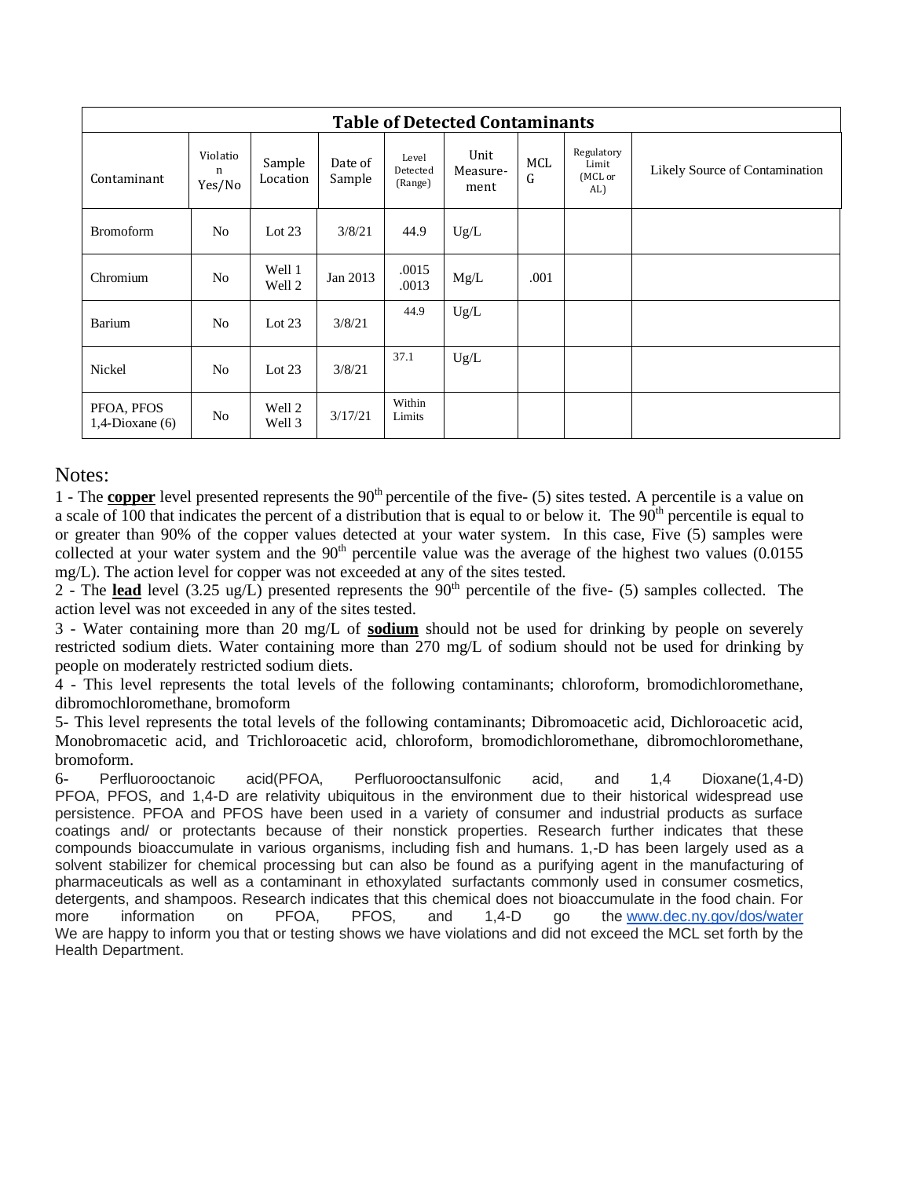| Table of Detected Contaminants | | | | | | | | |
|---|---|---|---|---|---|---|---|---|
| Contaminant | Violation Yes/No | Sample Location | Date of Sample | Level Detected (Range) | Unit Measure-ment | MCLG | Regulatory Limit (MCL or AL) | Likely Source of Contamination |
| Bromoform | No | Lot 23 | 3/8/21 | 44.9 | Ug/L | | | |
| Chromium | No | Well 1 Well 2 | Jan 2013 | .0015 .0013 | Mg/L | .001 | | |
| Barium | No | Lot 23 | 3/8/21 | 44.9 | Ug/L | | | |
| Nickel | No | Lot 23 | 3/8/21 | 37.1 | Ug/L | | | |
| PFOA, PFOS 1,4-Dioxane (6) | No | Well 2 Well 3 | 3/17/21 | Within Limits | | | | |

Notes:

1 - The **copper** level presented represents the 90th percentile of the five- (5) sites tested. A percentile is a value on a scale of 100 that indicates the percent of a distribution that is equal to or below it. The 90th percentile is equal to or greater than 90% of the copper values detected at your water system. In this case, Five (5) samples were collected at your water system and the 90th percentile value was the average of the highest two values (0.0155 mg/L). The action level for copper was not exceeded at any of the sites tested.

2 - The **lead** level (3.25 ug/L) presented represents the 90th percentile of the five- (5) samples collected. The action level was not exceeded in any of the sites tested.

3 - Water containing more than 20 mg/L of **sodium** should not be used for drinking by people on severely restricted sodium diets. Water containing more than 270 mg/L of sodium should not be used for drinking by people on moderately restricted sodium diets.

4 - This level represents the total levels of the following contaminants; chloroform, bromodichloromethane, dibromochloromethane, bromoform

5- This level represents the total levels of the following contaminants; Dibromoacetic acid, Dichloroacetic acid, Monobromacetic acid, and Trichloroacetic acid, chloroform, bromodichloromethane, dibromochloromethane, bromoform.

6- Perfluorooctanoic acid(PFOA, Perfluorooctansulfonic acid, and 1,4 Dioxane(1,4-D) PFOA, PFOS, and 1,4-D are relativity ubiquitous in the environment due to their historical widespread use persistence. PFOA and PFOS have been used in a variety of consumer and industrial products as surface coatings and/ or protectants because of their nonstick properties. Research further indicates that these compounds bioaccumulate in various organisms, including fish and humans. 1,-D has been largely used as a solvent stabilizer for chemical processing but can also be found as a purifying agent in the manufacturing of pharmaceuticals as well as a contaminant in ethoxylated surfactants commonly used in consumer cosmetics, detergents, and shampoos. Research indicates that this chemical does not bioaccumulate in the food chain. For more information on PFOA, PFOS, and 1,4-D go the www.dec.ny.gov/dos/water
We are happy to inform you that or testing shows we have violations and did not exceed the MCL set forth by the Health Department.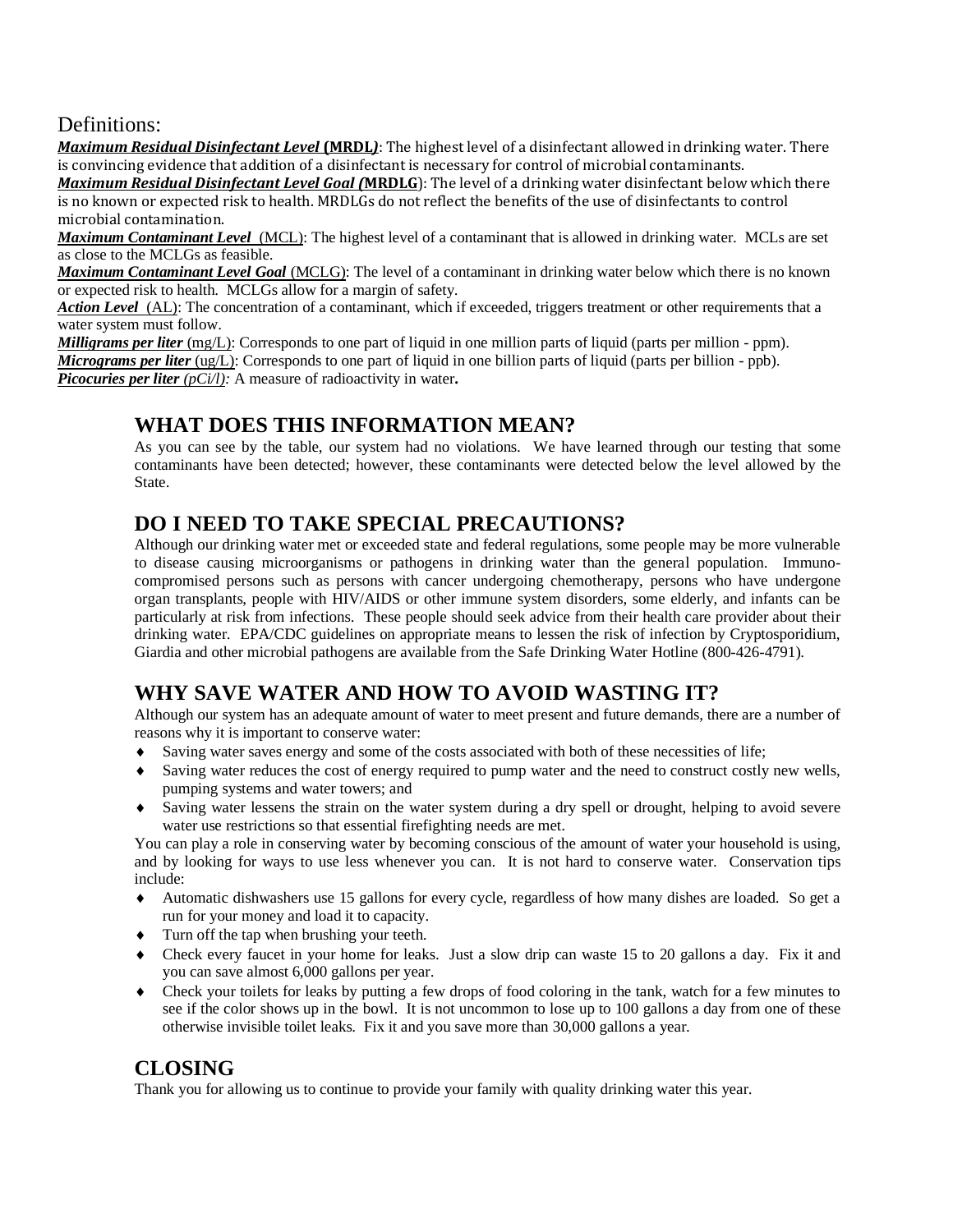Definitions:

***Maximum Residual Disinfectant Level*** **(MRDL)**: The highest level of a disinfectant allowed in drinking water. There is convincing evidence that addition of a disinfectant is necessary for control of microbial contaminants.

***Maximum Residual Disinfectant Level Goal (*****MRDLG**): The level of a drinking water disinfectant below which there is no known or expected risk to health. MRDLGs do not reflect the benefits of the use of disinfectants to control microbial contamination.

***Maximum Contaminant Level*** (MCL): The highest level of a contaminant that is allowed in drinking water. MCLs are set as close to the MCLGs as feasible.

***Maximum Contaminant Level Goal*** (MCLG): The level of a contaminant in drinking water below which there is no known or expected risk to health. MCLGs allow for a margin of safety.

***Action Level*** (AL): The concentration of a contaminant, which if exceeded, triggers treatment or other requirements that a water system must follow.

***Milligrams per liter*** (mg/L): Corresponds to one part of liquid in one million parts of liquid (parts per million - ppm).

***Micrograms per liter*** (ug/L): Corresponds to one part of liquid in one billion parts of liquid (parts per billion - ppb).

***Picocuries per liter*** *(pCi/l):* A measure of radioactivity in water**.**

## WHAT DOES THIS INFORMATION MEAN?

As you can see by the table, our system had no violations. We have learned through our testing that some contaminants have been detected; however, these contaminants were detected below the level allowed by the State.

## DO I NEED TO TAKE SPECIAL PRECAUTIONS?

Although our drinking water met or exceeded state and federal regulations, some people may be more vulnerable to disease causing microorganisms or pathogens in drinking water than the general population. Immuno-compromised persons such as persons with cancer undergoing chemotherapy, persons who have undergone organ transplants, people with HIV/AIDS or other immune system disorders, some elderly, and infants can be particularly at risk from infections. These people should seek advice from their health care provider about their drinking water. EPA/CDC guidelines on appropriate means to lessen the risk of infection by Cryptosporidium, Giardia and other microbial pathogens are available from the Safe Drinking Water Hotline (800-426-4791).

## WHY SAVE WATER AND HOW TO AVOID WASTING IT?

Although our system has an adequate amount of water to meet present and future demands, there are a number of reasons why it is important to conserve water:

- Saving water saves energy and some of the costs associated with both of these necessities of life;
- Saving water reduces the cost of energy required to pump water and the need to construct costly new wells, pumping systems and water towers; and
- Saving water lessens the strain on the water system during a dry spell or drought, helping to avoid severe water use restrictions so that essential firefighting needs are met.

You can play a role in conserving water by becoming conscious of the amount of water your household is using, and by looking for ways to use less whenever you can. It is not hard to conserve water. Conservation tips include:

- Automatic dishwashers use 15 gallons for every cycle, regardless of how many dishes are loaded. So get a run for your money and load it to capacity.
- Turn off the tap when brushing your teeth.
- Check every faucet in your home for leaks. Just a slow drip can waste 15 to 20 gallons a day. Fix it and you can save almost 6,000 gallons per year.
- Check your toilets for leaks by putting a few drops of food coloring in the tank, watch for a few minutes to see if the color shows up in the bowl. It is not uncommon to lose up to 100 gallons a day from one of these otherwise invisible toilet leaks. Fix it and you save more than 30,000 gallons a year.

## CLOSING

Thank you for allowing us to continue to provide your family with quality drinking water this year.